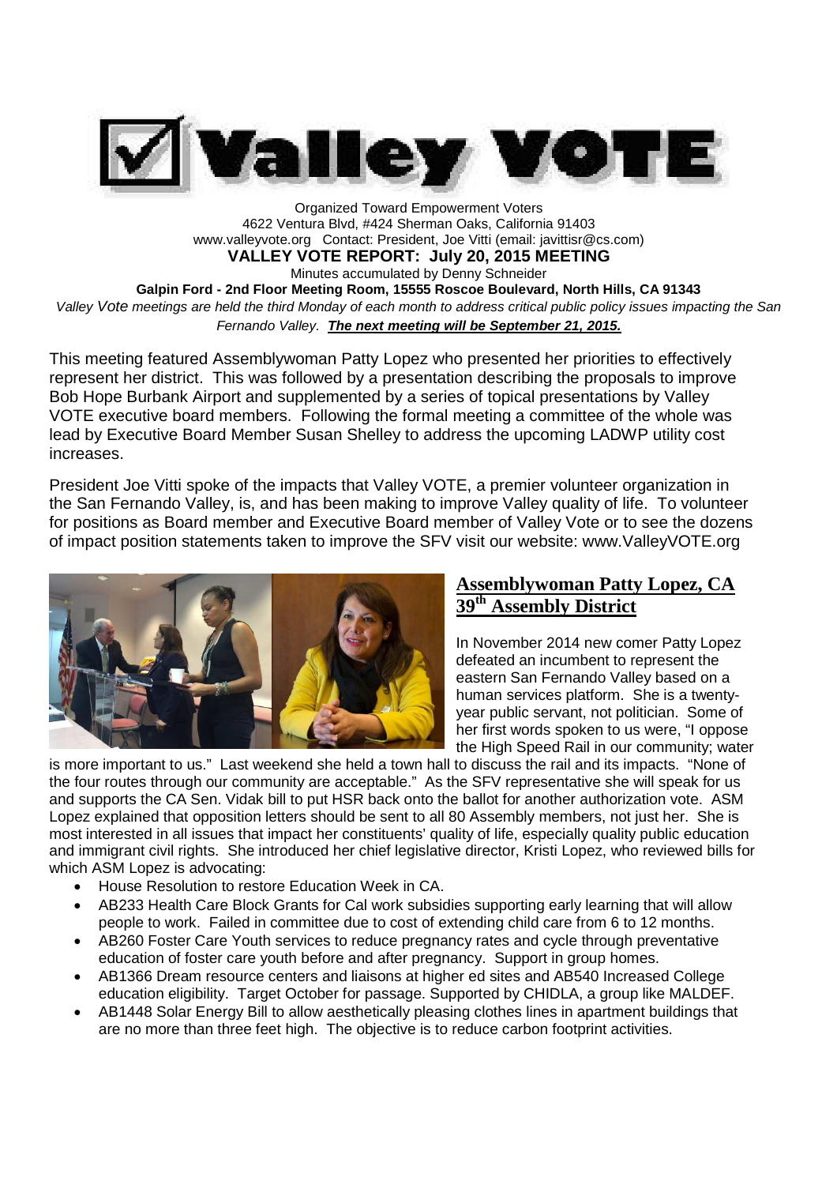# Valley VOTE

Organized Toward Empowerment Voters
4622 Ventura Blvd, #424 Sherman Oaks, California 91403
www.valleyvote.org Contact: President, Joe Vitti (email: javittisr@cs.com)

**VALLEY VOTE REPORT: July 20, 2015 MEETING**

Minutes accumulated by Denny Schneider

**Galpin Ford - 2nd Floor Meeting Room, 15555 Roscoe Boulevard, North Hills, CA 91343**

*Valley Vote meetings are held the third Monday of each month to address critical public policy issues impacting the San Fernando Valley.* ***The next meeting will be September 21, 2015.***

This meeting featured Assemblywoman Patty Lopez who presented her priorities to effectively represent her district. This was followed by a presentation describing the proposals to improve Bob Hope Burbank Airport and supplemented by a series of topical presentations by Valley VOTE executive board members. Following the formal meeting a committee of the whole was lead by Executive Board Member Susan Shelley to address the upcoming LADWP utility cost increases.

President Joe Vitti spoke of the impacts that Valley VOTE, a premier volunteer organization in the San Fernando Valley, is, and has been making to improve Valley quality of life. To volunteer for positions as Board member and Executive Board member of Valley Vote or to see the dozens of impact position statements taken to improve the SFV visit our website: www.ValleyVOTE.org

## Assemblywoman Patty Lopez, CA 39th Assembly District

In November 2014 new comer Patty Lopez defeated an incumbent to represent the eastern San Fernando Valley based on a human services platform. She is a twenty-year public servant, not politician. Some of her first words spoken to us were, "I oppose the High Speed Rail in our community; water is more important to us." Last weekend she held a town hall to discuss the rail and its impacts. "None of the four routes through our community are acceptable." As the SFV representative she will speak for us and supports the CA Sen. Vidak bill to put HSR back onto the ballot for another authorization vote. ASM Lopez explained that opposition letters should be sent to all 80 Assembly members, not just her. She is most interested in all issues that impact her constituents' quality of life, especially quality public education and immigrant civil rights. She introduced her chief legislative director, Kristi Lopez, who reviewed bills for which ASM Lopez is advocating:

- House Resolution to restore Education Week in CA.
- AB233 Health Care Block Grants for Cal work subsidies supporting early learning that will allow people to work. Failed in committee due to cost of extending child care from 6 to 12 months.
- AB260 Foster Care Youth services to reduce pregnancy rates and cycle through preventative education of foster care youth before and after pregnancy. Support in group homes.
- AB1366 Dream resource centers and liaisons at higher ed sites and AB540 Increased College education eligibility. Target October for passage. Supported by CHIDLA, a group like MALDEF.
- AB1448 Solar Energy Bill to allow aesthetically pleasing clothes lines in apartment buildings that are no more than three feet high. The objective is to reduce carbon footprint activities.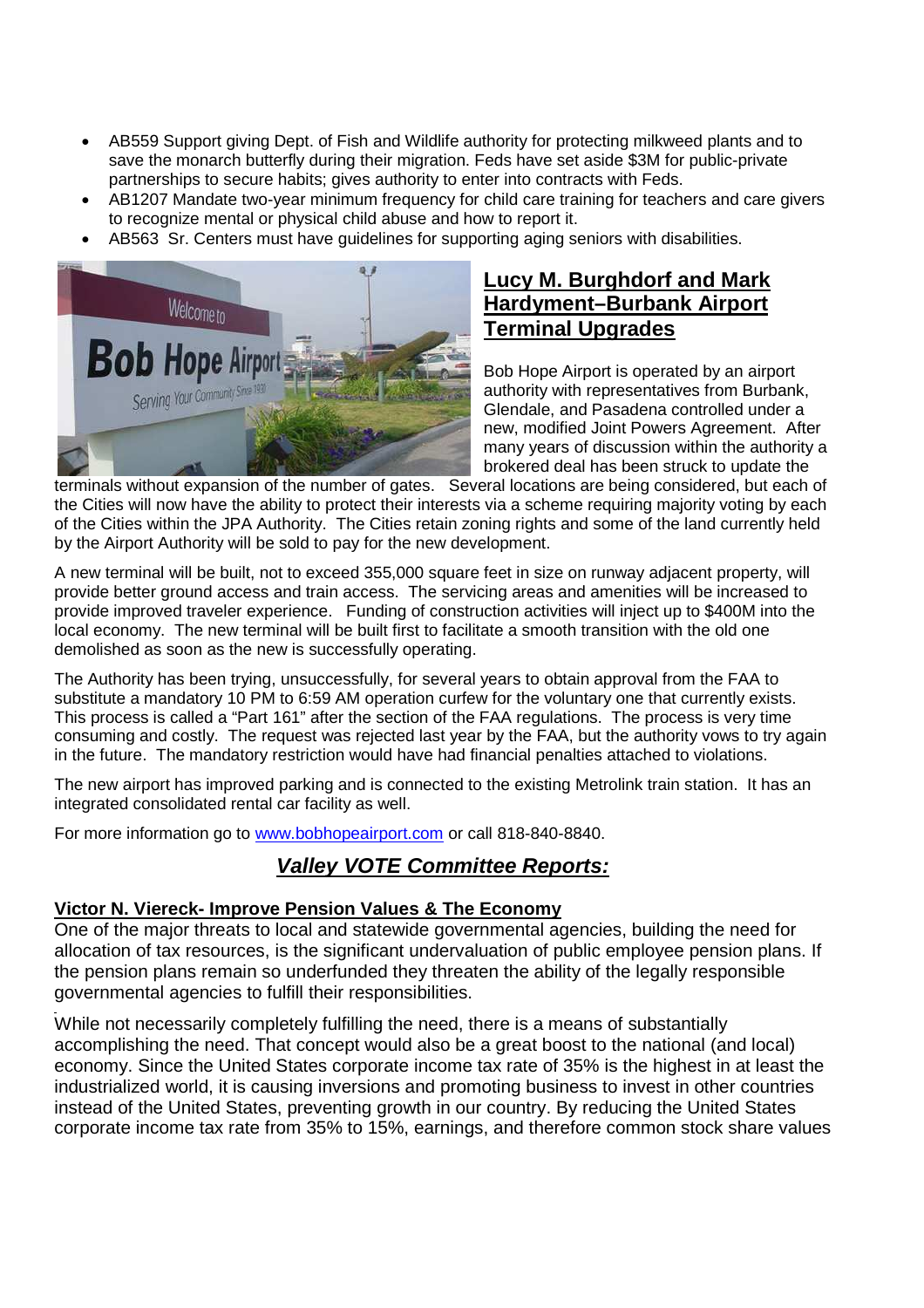- AB559 Support giving Dept. of Fish and Wildlife authority for protecting milkweed plants and to save the monarch butterfly during their migration. Feds have set aside $3M for public-private partnerships to secure habits; gives authority to enter into contracts with Feds.
- AB1207 Mandate two-year minimum frequency for child care training for teachers and care givers to recognize mental or physical child abuse and how to report it.
- AB563 Sr. Centers must have guidelines for supporting aging seniors with disabilities.

## Lucy M. Burghdorf and Mark Hardyment–Burbank Airport Terminal Upgrades

Bob Hope Airport is operated by an airport authority with representatives from Burbank, Glendale, and Pasadena controlled under a new, modified Joint Powers Agreement. After many years of discussion within the authority a brokered deal has been struck to update the terminals without expansion of the number of gates. Several locations are being considered, but each of the Cities will now have the ability to protect their interests via a scheme requiring majority voting by each of the Cities within the JPA Authority. The Cities retain zoning rights and some of the land currently held by the Airport Authority will be sold to pay for the new development.

A new terminal will be built, not to exceed 355,000 square feet in size on runway adjacent property, will provide better ground access and train access. The servicing areas and amenities will be increased to provide improved traveler experience. Funding of construction activities will inject up to $400M into the local economy. The new terminal will be built first to facilitate a smooth transition with the old one demolished as soon as the new is successfully operating.

The Authority has been trying, unsuccessfully, for several years to obtain approval from the FAA to substitute a mandatory 10 PM to 6:59 AM operation curfew for the voluntary one that currently exists. This process is called a "Part 161" after the section of the FAA regulations. The process is very time consuming and costly. The request was rejected last year by the FAA, but the authority vows to try again in the future. The mandatory restriction would have had financial penalties attached to violations.

The new airport has improved parking and is connected to the existing Metrolink train station. It has an integrated consolidated rental car facility as well.

For more information go to www.bobhopeairport.com or call 818-840-8840.

## *Valley VOTE Committee Reports:*

### Victor N. Viereck- Improve Pension Values & The Economy

One of the major threats to local and statewide governmental agencies, building the need for allocation of tax resources, is the significant undervaluation of public employee pension plans. If the pension plans remain so underfunded they threaten the ability of the legally responsible governmental agencies to fulfill their responsibilities.

While not necessarily completely fulfilling the need, there is a means of substantially accomplishing the need. That concept would also be a great boost to the national (and local) economy. Since the United States corporate income tax rate of 35% is the highest in at least the industrialized world, it is causing inversions and promoting business to invest in other countries instead of the United States, preventing growth in our country. By reducing the United States corporate income tax rate from 35% to 15%, earnings, and therefore common stock share values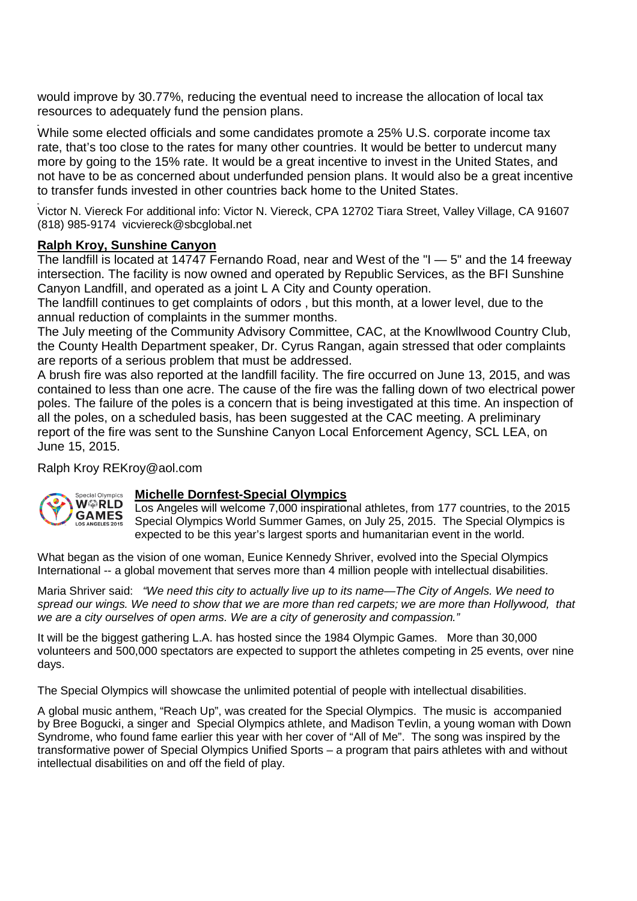would improve by 30.77%, reducing the eventual need to increase the allocation of local tax resources to adequately fund the pension plans.

While some elected officials and some candidates promote a 25% U.S. corporate income tax rate, that's too close to the rates for many other countries. It would be better to undercut many more by going to the 15% rate. It would be a great incentive to invest in the United States, and not have to be as concerned about underfunded pension plans. It would also be a great incentive to transfer funds invested in other countries back home to the United States.

Victor N. Viereck For additional info: Victor N. Viereck, CPA 12702 Tiara Street, Valley Village, CA 91607 (818) 985-9174 vicviereck@sbcglobal.net

**Ralph Kroy, Sunshine Canyon**

The landfill is located at 14747 Fernando Road, near and West of the "I — 5" and the 14 freeway intersection. The facility is now owned and operated by Republic Services, as the BFI Sunshine Canyon Landfill, and operated as a joint L A City and County operation.

The landfill continues to get complaints of odors , but this month, at a lower level, due to the annual reduction of complaints in the summer months.

The July meeting of the Community Advisory Committee, CAC, at the Knowllwood Country Club, the County Health Department speaker, Dr. Cyrus Rangan, again stressed that oder complaints are reports of a serious problem that must be addressed.

A brush fire was also reported at the landfill facility. The fire occurred on June 13, 2015, and was contained to less than one acre. The cause of the fire was the falling down of two electrical power poles. The failure of the poles is a concern that is being investigated at this time. An inspection of all the poles, on a scheduled basis, has been suggested at the CAC meeting. A preliminary report of the fire was sent to the Sunshine Canyon Local Enforcement Agency, SCL LEA, on June 15, 2015.

Ralph Kroy REKroy@aol.com

**Michelle Dornfest-Special Olympics**

Los Angeles will welcome 7,000 inspirational athletes, from 177 countries, to the 2015 Special Olympics World Summer Games, on July 25, 2015. The Special Olympics is expected to be this year's largest sports and humanitarian event in the world.

What began as the vision of one woman, Eunice Kennedy Shriver, evolved into the Special Olympics International -- a global movement that serves more than 4 million people with intellectual disabilities.

Maria Shriver said: *"We need this city to actually live up to its name—The City of Angels. We need to spread our wings. We need to show that we are more than red carpets; we are more than Hollywood, that we are a city ourselves of open arms. We are a city of generosity and compassion."*

It will be the biggest gathering L.A. has hosted since the 1984 Olympic Games. More than 30,000 volunteers and 500,000 spectators are expected to support the athletes competing in 25 events, over nine days.

The Special Olympics will showcase the unlimited potential of people with intellectual disabilities.

A global music anthem, "Reach Up", was created for the Special Olympics. The music is accompanied by Bree Bogucki, a singer and Special Olympics athlete, and Madison Tevlin, a young woman with Down Syndrome, who found fame earlier this year with her cover of "All of Me". The song was inspired by the transformative power of Special Olympics Unified Sports – a program that pairs athletes with and without intellectual disabilities on and off the field of play.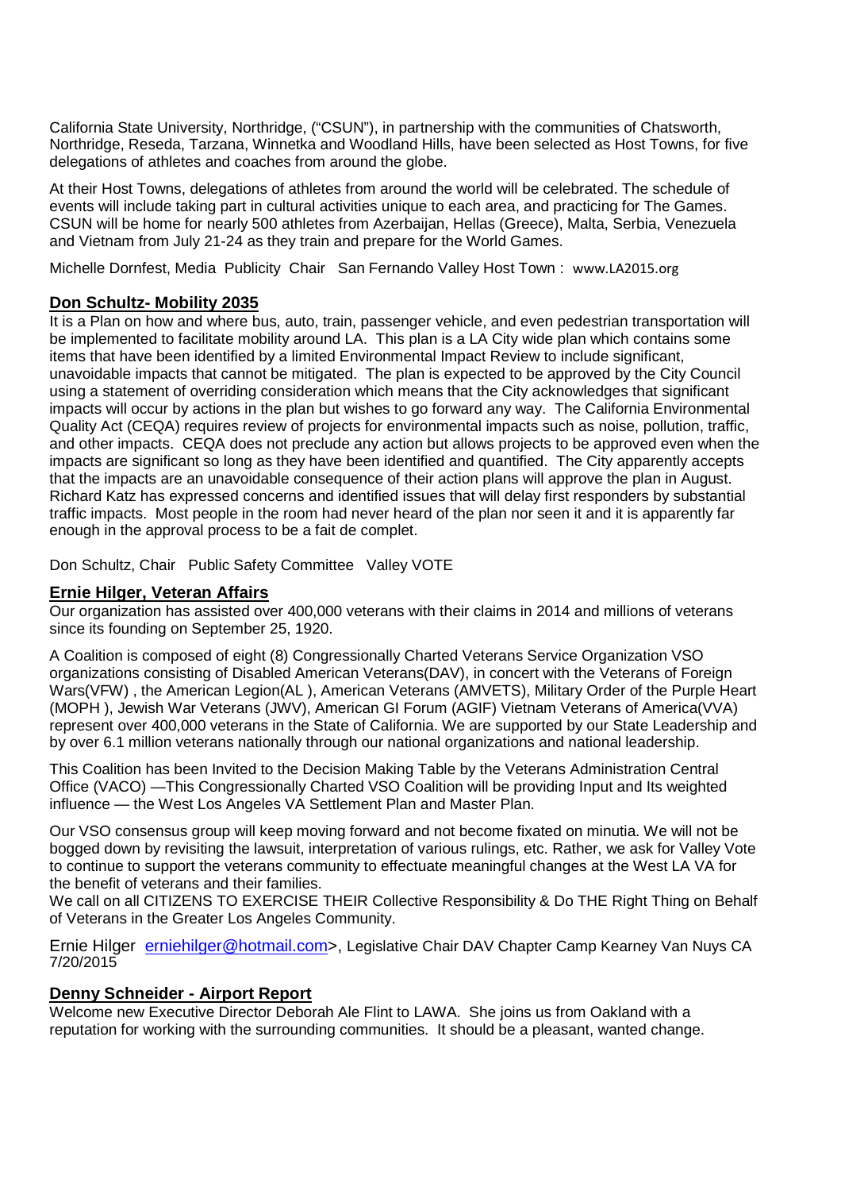California State University, Northridge, ("CSUN"), in partnership with the communities of Chatsworth, Northridge, Reseda, Tarzana, Winnetka and Woodland Hills, have been selected as Host Towns, for five delegations of athletes and coaches from around the globe.

At their Host Towns, delegations of athletes from around the world will be celebrated. The schedule of events will include taking part in cultural activities unique to each area, and practicing for The Games. CSUN will be home for nearly 500 athletes from Azerbaijan, Hellas (Greece), Malta, Serbia, Venezuela and Vietnam from July 21-24 as they train and prepare for the World Games.

Michelle Dornfest, Media Publicity Chair San Fernando Valley Host Town : www.LA2015.org

## Don Schultz- Mobility 2035

It is a Plan on how and where bus, auto, train, passenger vehicle, and even pedestrian transportation will be implemented to facilitate mobility around LA. This plan is a LA City wide plan which contains some items that have been identified by a limited Environmental Impact Review to include significant, unavoidable impacts that cannot be mitigated. The plan is expected to be approved by the City Council using a statement of overriding consideration which means that the City acknowledges that significant impacts will occur by actions in the plan but wishes to go forward any way. The California Environmental Quality Act (CEQA) requires review of projects for environmental impacts such as noise, pollution, traffic, and other impacts. CEQA does not preclude any action but allows projects to be approved even when the impacts are significant so long as they have been identified and quantified. The City apparently accepts that the impacts are an unavoidable consequence of their action plans will approve the plan in August. Richard Katz has expressed concerns and identified issues that will delay first responders by substantial traffic impacts. Most people in the room had never heard of the plan nor seen it and it is apparently far enough in the approval process to be a fait de complet.

Don Schultz, Chair Public Safety Committee Valley VOTE

## Ernie Hilger, Veteran Affairs

Our organization has assisted over 400,000 veterans with their claims in 2014 and millions of veterans since its founding on September 25, 1920.

A Coalition is composed of eight (8) Congressionally Charted Veterans Service Organization VSO organizations consisting of Disabled American Veterans(DAV), in concert with the Veterans of Foreign Wars(VFW) , the American Legion(AL ), American Veterans (AMVETS), Military Order of the Purple Heart (MOPH ), Jewish War Veterans (JWV), American GI Forum (AGIF) Vietnam Veterans of America(VVA) represent over 400,000 veterans in the State of California. We are supported by our State Leadership and by over 6.1 million veterans nationally through our national organizations and national leadership.

This Coalition has been Invited to the Decision Making Table by the Veterans Administration Central Office (VACO) —This Congressionally Charted VSO Coalition will be providing Input and Its weighted influence — the West Los Angeles VA Settlement Plan and Master Plan.

Our VSO consensus group will keep moving forward and not become fixated on minutia. We will not be bogged down by revisiting the lawsuit, interpretation of various rulings, etc. Rather, we ask for Valley Vote to continue to support the veterans community to effectuate meaningful changes at the West LA VA for the benefit of veterans and their families.
We call on all CITIZENS TO EXERCISE THEIR Collective Responsibility & Do THE Right Thing on Behalf of Veterans in the Greater Los Angeles Community.

Ernie Hilger erniehilger@hotmail.com>, Legislative Chair DAV Chapter Camp Kearney Van Nuys CA 7/20/2015

## Denny Schneider - Airport Report

Welcome new Executive Director Deborah Ale Flint to LAWA. She joins us from Oakland with a reputation for working with the surrounding communities. It should be a pleasant, wanted change.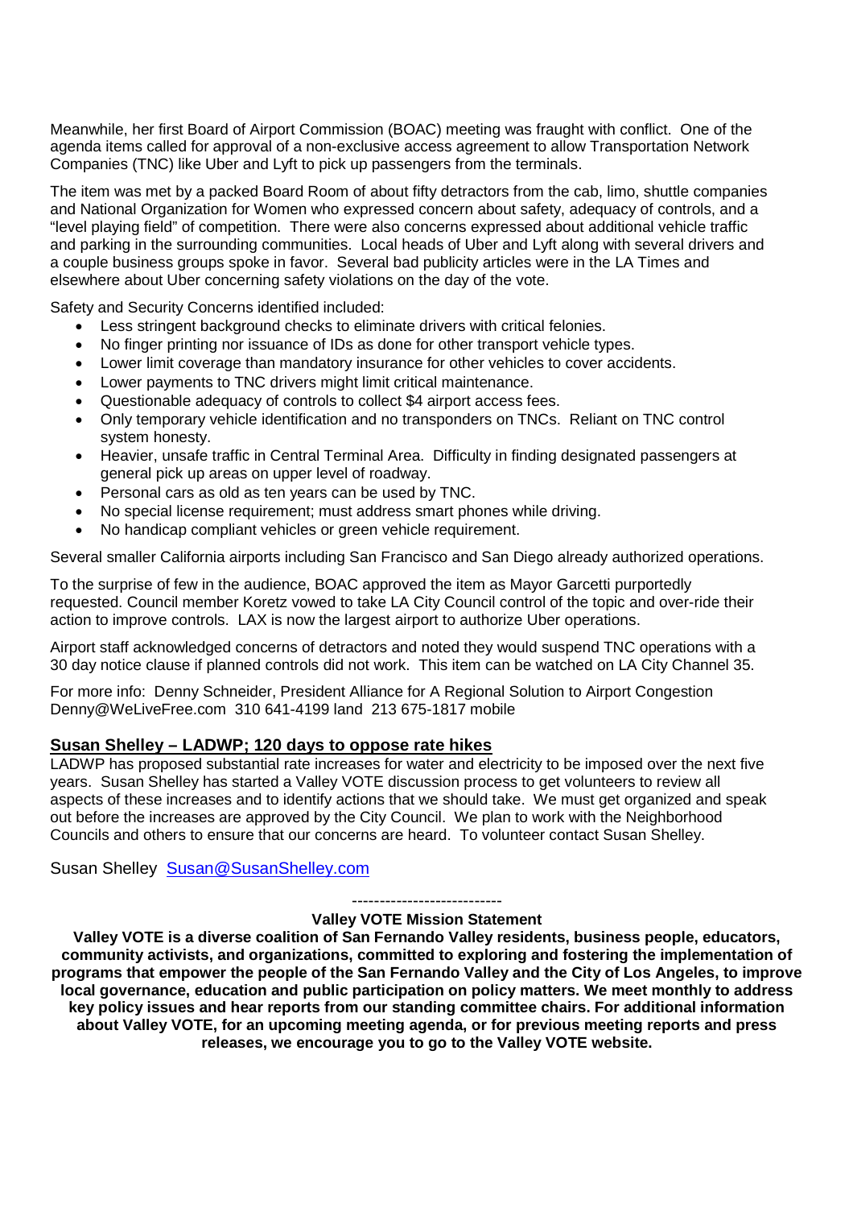Meanwhile, her first Board of Airport Commission (BOAC) meeting was fraught with conflict. One of the agenda items called for approval of a non-exclusive access agreement to allow Transportation Network Companies (TNC) like Uber and Lyft to pick up passengers from the terminals.

The item was met by a packed Board Room of about fifty detractors from the cab, limo, shuttle companies and National Organization for Women who expressed concern about safety, adequacy of controls, and a "level playing field" of competition. There were also concerns expressed about additional vehicle traffic and parking in the surrounding communities. Local heads of Uber and Lyft along with several drivers and a couple business groups spoke in favor. Several bad publicity articles were in the LA Times and elsewhere about Uber concerning safety violations on the day of the vote.

Safety and Security Concerns identified included:

- Less stringent background checks to eliminate drivers with critical felonies.
- No finger printing nor issuance of IDs as done for other transport vehicle types.
- Lower limit coverage than mandatory insurance for other vehicles to cover accidents.
- Lower payments to TNC drivers might limit critical maintenance.
- Questionable adequacy of controls to collect $4 airport access fees.
- Only temporary vehicle identification and no transponders on TNCs. Reliant on TNC control system honesty.
- Heavier, unsafe traffic in Central Terminal Area. Difficulty in finding designated passengers at general pick up areas on upper level of roadway.
- Personal cars as old as ten years can be used by TNC.
- No special license requirement; must address smart phones while driving.
- No handicap compliant vehicles or green vehicle requirement.

Several smaller California airports including San Francisco and San Diego already authorized operations.

To the surprise of few in the audience, BOAC approved the item as Mayor Garcetti purportedly requested. Council member Koretz vowed to take LA City Council control of the topic and over-ride their action to improve controls. LAX is now the largest airport to authorize Uber operations.

Airport staff acknowledged concerns of detractors and noted they would suspend TNC operations with a 30 day notice clause if planned controls did not work. This item can be watched on LA City Channel 35.

For more info: Denny Schneider, President Alliance for A Regional Solution to Airport Congestion Denny@WeLiveFree.com 310 641-4199 land 213 675-1817 mobile

## Susan Shelley – LADWP; 120 days to oppose rate hikes

LADWP has proposed substantial rate increases for water and electricity to be imposed over the next five years. Susan Shelley has started a Valley VOTE discussion process to get volunteers to review all aspects of these increases and to identify actions that we should take. We must get organized and speak out before the increases are approved by the City Council. We plan to work with the Neighborhood Councils and others to ensure that our concerns are heard. To volunteer contact Susan Shelley.

Susan Shelley Susan@SusanShelley.com

---------------------------

**Valley VOTE Mission Statement**

**Valley VOTE is a diverse coalition of San Fernando Valley residents, business people, educators, community activists, and organizations, committed to exploring and fostering the implementation of programs that empower the people of the San Fernando Valley and the City of Los Angeles, to improve local governance, education and public participation on policy matters. We meet monthly to address key policy issues and hear reports from our standing committee chairs. For additional information about Valley VOTE, for an upcoming meeting agenda, or for previous meeting reports and press releases, we encourage you to go to the Valley VOTE website.**